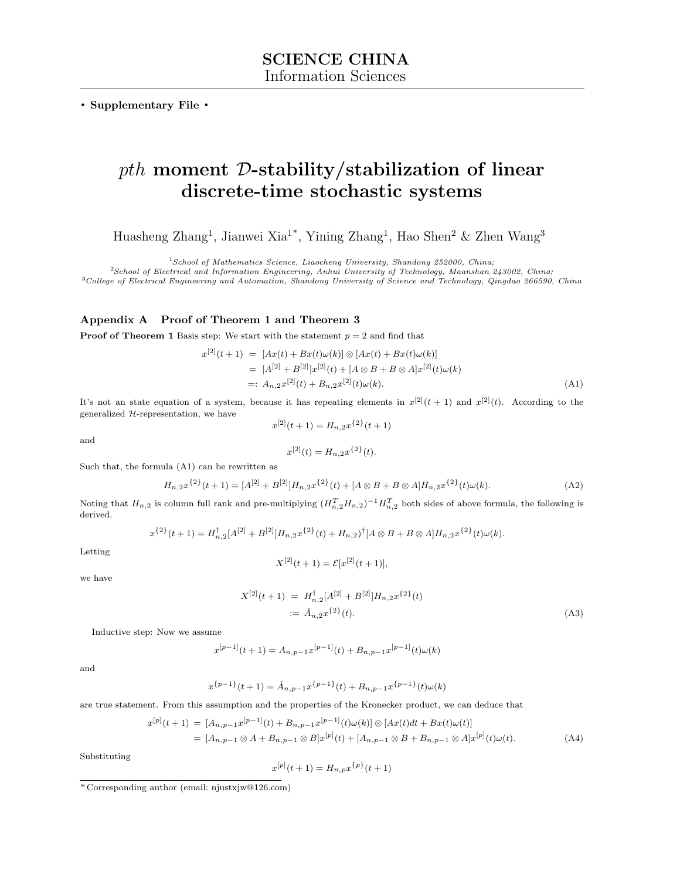**SCIENCE CHINA**
Information Sciences

**• Supplementary File •**

# *pth* moment $\mathcal{D}$-stability/stabilization of linear discrete-time stochastic systems

Huasheng Zhang[1], Jianwei Xia[1*], Yining Zhang[1], Hao Shen[2] & Zhen Wang[3]

[1]*School of Mathematics Science, Liaocheng University, Shandong 252000, China;*
[2]*School of Electrical and Information Engineering, Anhui University of Technology, Maanshan 243002, China;*
[3]*College of Electrical Engineering and Automation, Shandong University of Science and Technology, Qingdao 266590, China*

## Appendix A Proof of Theorem 1 and Theorem 3

**Proof of Theorem 1** Basis step: We start with the statement $p = 2$ and find that

$$\begin{aligned} x^{[2]}(t+1) &= [Ax(t) + Bx(t)\omega(k)] \otimes [Ax(t) + Bx(t)\omega(k)] \\ &= [A^{[2]} + B^{[2]}]x^{[2]}(t) + [A \otimes B + B \otimes A]x^{[2]}(t)\omega(k) \\ &=: A_{n,2}x^{[2]}(t) + B_{n,2}x^{[2]}(t)\omega(k). \end{aligned} \tag{A1}$$

It's not an state equation of a system, because it has repeating elements in $x^{[2]}(t+1)$ and $x^{[2]}(t)$. According to the generalized $\mathcal{H}$-representation, we have

$$x^{[2]}(t+1) = H_{n,2}x^{\{2\}}(t+1)$$

and

$$x^{[2]}(t) = H_{n,2}x^{\{2\}}(t).$$

Such that, the formula (A1) can be rewritten as

$$H_{n,2}x^{\{2\}}(t+1) = [A^{[2]} + B^{[2]}]H_{n,2}x^{\{2\}}(t) + [A \otimes B + B \otimes A]H_{n,2}x^{\{2\}}(t)\omega(k). \tag{A2}$$

Noting that $H_{n,2}$ is column full rank and pre-multiplying $(H_{n,2}^T H_{n,2})^{-1}H_{n,2}^T$ both sides of above formula, the following is derived.

$$x^{\{2\}}(t+1) = H_{n,2}^{\dagger}[A^{[2]} + B^{[2]}]H_{n,2}x^{\{2\}}(t) + H_{n,2})^{\dagger}[A \otimes B + B \otimes A]H_{n,2}x^{\{2\}}(t)\omega(k).$$

Letting

$$X^{[2]}(t+1) = \mathcal{E}[x^{[2]}(t+1)],$$

we have

$$\begin{aligned} X^{[2]}(t+1) &= H_{n,2}^{\dagger}[A^{[2]} + B^{[2]}]H_{n,2}x^{\{2\}}(t) \\ &:= \hat{A}_{n,2}x^{\{2\}}(t). \end{aligned} \tag{A3}$$

Inductive step: Now we assume

$$x^{[p-1]}(t+1) = A_{n,p-1}x^{[p-1]}(t) + B_{n,p-1}x^{[p-1]}(t)\omega(k)$$

and

$$x^{\{p-1\}}(t+1) = \hat{A}_{n,p-1}x^{\{p-1\}}(t) + B_{n,p-1}x^{\{p-1\}}(t)\omega(k)$$

are true statement. From this assumption and the properties of the Kronecker product, we can deduce that

$$\begin{aligned} x^{[p]}(t+1) &= [A_{n,p-1}x^{[p-1]}(t) + B_{n,p-1}x^{[p-1]}(t)\omega(k)] \otimes [Ax(t)dt + Bx(t)\omega(t)] \\ &= [A_{n,p-1} \otimes A + B_{n,p-1} \otimes B]x^{[p]}(t) + [A_{n,p-1} \otimes B + B_{n,p-1} \otimes A]x^{[p]}(t)\omega(t). \end{aligned} \tag{A4}$$

Substituting

$$x^{[p]}(t+1) = H_{n,p}x^{\{p\}}(t+1)$$

*Corresponding author (email: njustxjw@126.com)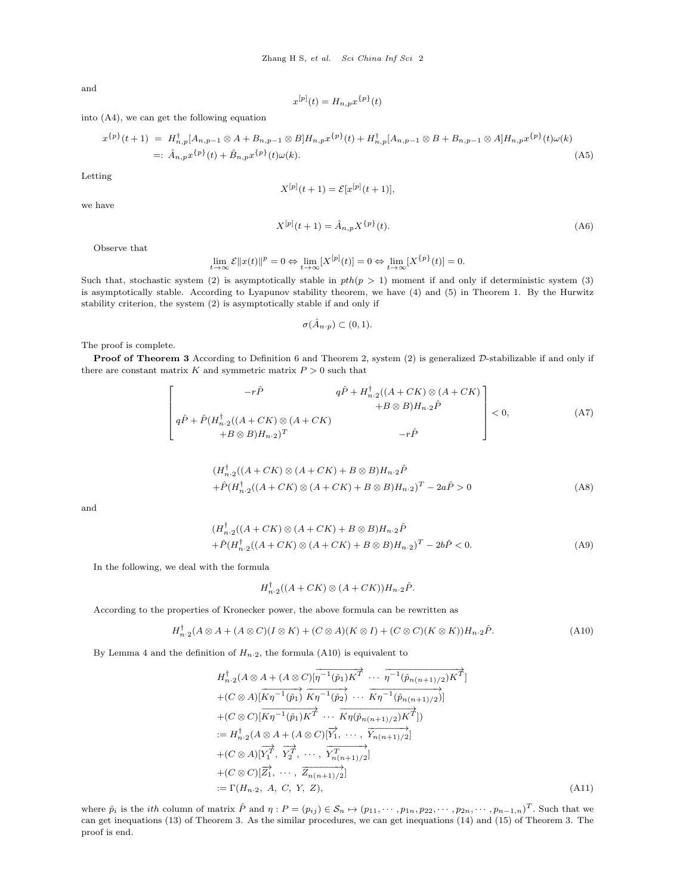and

$$x^{[p]}(t) = H_{n,p} x^{\{p\}}(t)$$

into (A4), we can get the following equation

$$\begin{aligned} x^{\{p\}}(t+1) &= H_{n,p}^{\dagger}[A_{n,p-1} \otimes A + B_{n,p-1} \otimes B] H_{n,p} x^{\{p\}}(t) + H_{n,p}^{\dagger}[A_{n,p-1} \otimes B + B_{n,p-1} \otimes A] H_{n,p} x^{\{p\}}(t)\omega(k) \\ &=: \hat{A}_{n,p} x^{\{p\}}(t) + \hat{B}_{n,p} x^{\{p\}}(t)\omega(k). \end{aligned} \tag{A5}$$

Letting

$$X^{[p]}(t+1) = \mathcal{E}[x^{[p]}(t+1)],$$

we have

$$X^{[p]}(t+1) = \hat{A}_{n,p} X^{\{p\}}(t). \tag{A6}$$

Observe that

$$\lim_{t\to\infty} \mathcal{E}\|x(t)\|^p = 0 \Leftrightarrow \lim_{t\to\infty} [X^{[p]}(t)] = 0 \Leftrightarrow \lim_{t\to\infty} [X^{\{p\}}(t)] = 0.$$

Such that, stochastic system (2) is asymptotically stable in $pth (p > 1)$ moment if and only if deterministic system (3) is asymptotically stable. According to Lyapunov stability theorem, we have (4) and (5) in Theorem 1. By the Hurwitz stability criterion, the system (2) is asymptotically stable if and only if

$$\sigma(\hat{A}_{n\cdot p}) \subset (0, 1).$$

The proof is complete.

**Proof of Theorem 3** According to Definition 6 and Theorem 2, system (2) is generalized $\mathcal{D}$-stabilizable if and only if there are constant matrix $K$ and symmetric matrix $P > 0$ such that

$$\begin{bmatrix} -r\hat{P} & q\hat{P} + H_{n\cdot 2}^{\dagger}((A+CK)\otimes(A+CK) + B\otimes B)H_{n\cdot 2}\hat{P} \\ q\hat{P} + \hat{P}(H_{n\cdot 2}^{\dagger}((A+CK)\otimes(A+CK) + B\otimes B)H_{n\cdot 2})^T & -r\hat{P} \end{bmatrix} < 0, \tag{A7}$$

$$\begin{aligned} &(H_{n\cdot 2}^{\dagger}((A+CK)\otimes(A+CK) + B\otimes B)H_{n\cdot 2}\hat{P} \\ &+\hat{P}(H_{n\cdot 2}^{\dagger}((A+CK)\otimes(A+CK) + B\otimes B)H_{n\cdot 2})^T - 2a\hat{P} > 0 \end{aligned} \tag{A8}$$

and

$$\begin{aligned} &(H_{n\cdot 2}^{\dagger}((A+CK)\otimes(A+CK) + B\otimes B)H_{n\cdot 2}\hat{P} \\ &+\hat{P}(H_{n\cdot 2}^{\dagger}((A+CK)\otimes(A+CK) + B\otimes B)H_{n\cdot 2})^T - 2b\hat{P} < 0. \end{aligned} \tag{A9}$$

In the following, we deal with the formula

$$H_{n\cdot 2}^{\dagger}((A+CK)\otimes(A+CK))H_{n\cdot 2}\hat{P}.$$

According to the properties of Kronecker power, the above formula can be rewritten as

$$H_{n\cdot 2}^{\dagger}(A\otimes A + (A\otimes C)(I\otimes K) + (C\otimes A)(K\otimes I) + (C\otimes C)(K\otimes K))H_{n\cdot 2}\hat{P}. \tag{A10}$$

By Lemma 4 and the definition of $H_{n\cdot 2}$, the formula (A10) is equivalent to

$$\begin{aligned} &H_{n\cdot 2}^{\dagger}(A\otimes A + (A\otimes C)[\overrightarrow{\eta^{-1}(\hat{p}_1)K^T}\ \cdots\ \overrightarrow{\eta^{-1}(\hat{p}_{n(n+1)/2})K^T}] \\ &+(C\otimes A)[\overrightarrow{K\eta^{-1}(\hat{p}_1)}\ \overrightarrow{K\eta^{-1}(\hat{p}_2)}\ \cdots\ \overrightarrow{K\eta^{-1}(\hat{p}_{n(n+1)/2})}] \\ &+(C\otimes C)[\overrightarrow{K\eta^{-1}(\hat{p}_1)K^T}\ \cdots\ \overrightarrow{K\eta(\hat{p}_{n(n+1)/2})K^T}]) \\ &:= H_{n\cdot 2}^{\dagger}(A\otimes A + (A\otimes C)[\overrightarrow{Y_1},\ \cdots,\ \overrightarrow{Y_{n(n+1)/2}}] \\ &+(C\otimes A)[\overrightarrow{Y_1^T},\ \overrightarrow{Y_2^T},\ \cdots,\ \overrightarrow{Y_{n(n+1)/2}^T}] \\ &+(C\otimes C)[\overrightarrow{Z_1},\ \cdots,\ \overrightarrow{Z_{n(n+1)/2}}] \\ &:= \Gamma(H_{n\cdot 2},\ A,\ C,\ Y,\ Z), \end{aligned} \tag{A11}$$

where $\hat{p}_i$ is the $ith$ column of matrix $\hat{P}$ and $\eta : P = (p_{ij}) \in \mathcal{S}_n \mapsto (p_{11}, \cdots, p_{1n}, p_{22}, \cdots, p_{2n}, \cdots, p_{n-1,n})^T$. Such that we can get inequations (13) of Theorem 3. As the similar procedures, we can get inequations (14) and (15) of Theorem 3. The proof is end.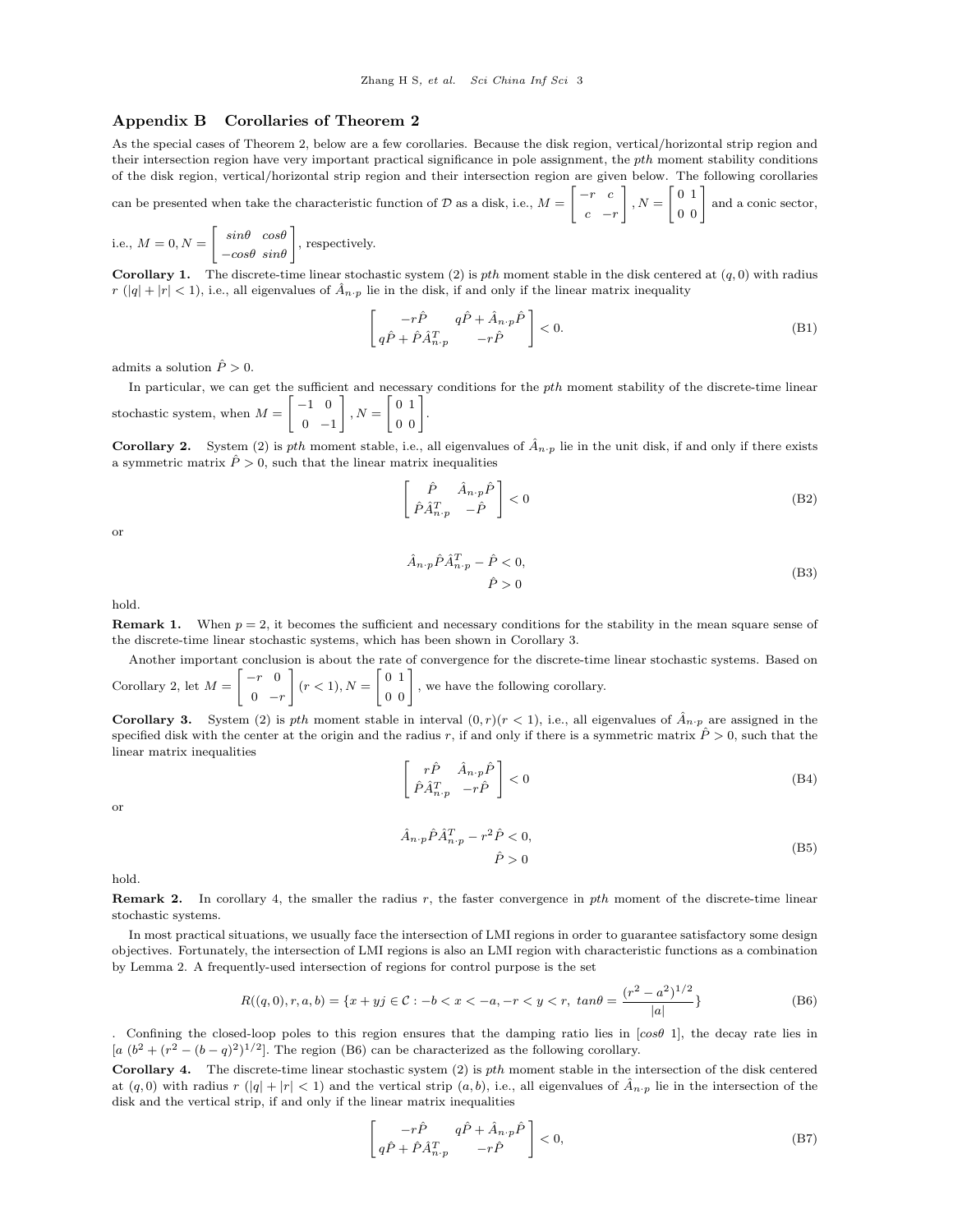## Appendix B Corollaries of Theorem 2

As the special cases of Theorem 2, below are a few corollaries. Because the disk region, vertical/horizontal strip region and their intersection region have very important practical significance in pole assignment, the *pth* moment stability conditions of the disk region, vertical/horizontal strip region and their intersection region are given below. The following corollaries can be presented when take the characteristic function of $\mathcal{D}$ as a disk, i.e., $M = \begin{bmatrix} -r & c \\ c & -r \end{bmatrix}$, $N = \begin{bmatrix} 0 & 1 \\ 0 & 0 \end{bmatrix}$ and a conic sector, i.e., $M = 0, N = \begin{bmatrix} sin\theta & cos\theta \\ -cos\theta & sin\theta \end{bmatrix}$, respectively.

**Corollary 1.** The discrete-time linear stochastic system (2) is *pth* moment stable in the disk centered at $(q, 0)$ with radius $r$ $(|q| + |r| < 1)$, i.e., all eigenvalues of $\hat{A}_{n \cdot p}$ lie in the disk, if and only if the linear matrix inequality

$$\begin{bmatrix} -r\hat{P} & q\hat{P} + \hat{A}_{n \cdot p}\hat{P} \\ q\hat{P} + \hat{P}\hat{A}_{n \cdot p}^T & -r\hat{P} \end{bmatrix} < 0. \tag{B1}$$

admits a solution $\hat{P} > 0$.

In particular, we can get the sufficient and necessary conditions for the *pth* moment stability of the discrete-time linear stochastic system, when $M = \begin{bmatrix} -1 & 0 \\ 0 & -1 \end{bmatrix}$, $N = \begin{bmatrix} 0 & 1 \\ 0 & 0 \end{bmatrix}$.

**Corollary 2.** System (2) is *pth* moment stable, i.e., all eigenvalues of $\hat{A}_{n \cdot p}$ lie in the unit disk, if and only if there exists a symmetric matrix $\hat{P} > 0$, such that the linear matrix inequalities

$$\begin{bmatrix} \hat{P} & \hat{A}_{n \cdot p}\hat{P} \\ \hat{P}\hat{A}_{n \cdot p}^T & -\hat{P} \end{bmatrix} < 0 \tag{B2}$$

or

$$\begin{aligned} \hat{A}_{n \cdot p}\hat{P}\hat{A}_{n \cdot p}^T - \hat{P} < 0, \\ \hat{P} > 0 \end{aligned} \tag{B3}$$

hold.

**Remark 1.** When $p = 2$, it becomes the sufficient and necessary conditions for the stability in the mean square sense of the discrete-time linear stochastic systems, which has been shown in Corollary 3.

Another important conclusion is about the rate of convergence for the discrete-time linear stochastic systems. Based on Corollary 2, let $M = \begin{bmatrix} -r & 0 \\ 0 & -r \end{bmatrix}$ $(r < 1)$, $N = \begin{bmatrix} 0 & 1 \\ 0 & 0 \end{bmatrix}$, we have the following corollary.

**Corollary 3.** System (2) is *pth* moment stable in interval $(0, r)(r < 1)$, i.e., all eigenvalues of $\hat{A}_{n \cdot p}$ are assigned in the specified disk with the center at the origin and the radius $r$, if and only if there is a symmetric matrix $\hat{P} > 0$, such that the linear matrix inequalities

$$\begin{bmatrix} r\hat{P} & \hat{A}_{n \cdot p}\hat{P} \\ \hat{P}\hat{A}_{n \cdot p}^T & -r\hat{P} \end{bmatrix} < 0 \tag{B4}$$

or

$$\begin{aligned} \hat{A}_{n \cdot p}\hat{P}\hat{A}_{n \cdot p}^T - r^2\hat{P} < 0, \\ \hat{P} > 0 \end{aligned} \tag{B5}$$

hold.

**Remark 2.** In corollary 4, the smaller the radius $r$, the faster convergence in *pth* moment of the discrete-time linear stochastic systems.

In most practical situations, we usually face the intersection of LMI regions in order to guarantee satisfactory some design objectives. Fortunately, the intersection of LMI regions is also an LMI region with characteristic functions as a combination by Lemma 2. A frequently-used intersection of regions for control purpose is the set

$$R((q, 0), r, a, b) = \{x + yj \in \mathcal{C} : -b < x < -a, -r < y < r, \ tan\theta = \frac{(r^2 - a^2)^{1/2}}{|a|}\} \tag{B6}$$

. Confining the closed-loop poles to this region ensures that the damping ratio lies in $[cos\theta \ 1]$, the decay rate lies in $[a \ (b^2 + (r^2 - (b - q)^2)^{1/2}]$. The region (B6) can be characterized as the following corollary.

**Corollary 4.** The discrete-time linear stochastic system (2) is *pth* moment stable in the intersection of the disk centered at $(q, 0)$ with radius $r$ $(|q| + |r| < 1)$ and the vertical strip $(a, b)$, i.e., all eigenvalues of $\hat{A}_{n \cdot p}$ lie in the intersection of the disk and the vertical strip, if and only if the linear matrix inequalities

$$\begin{bmatrix} -r\hat{P} & q\hat{P} + \hat{A}_{n \cdot p}\hat{P} \\ q\hat{P} + \hat{P}\hat{A}_{n \cdot p}^T & -r\hat{P} \end{bmatrix} < 0, \tag{B7}$$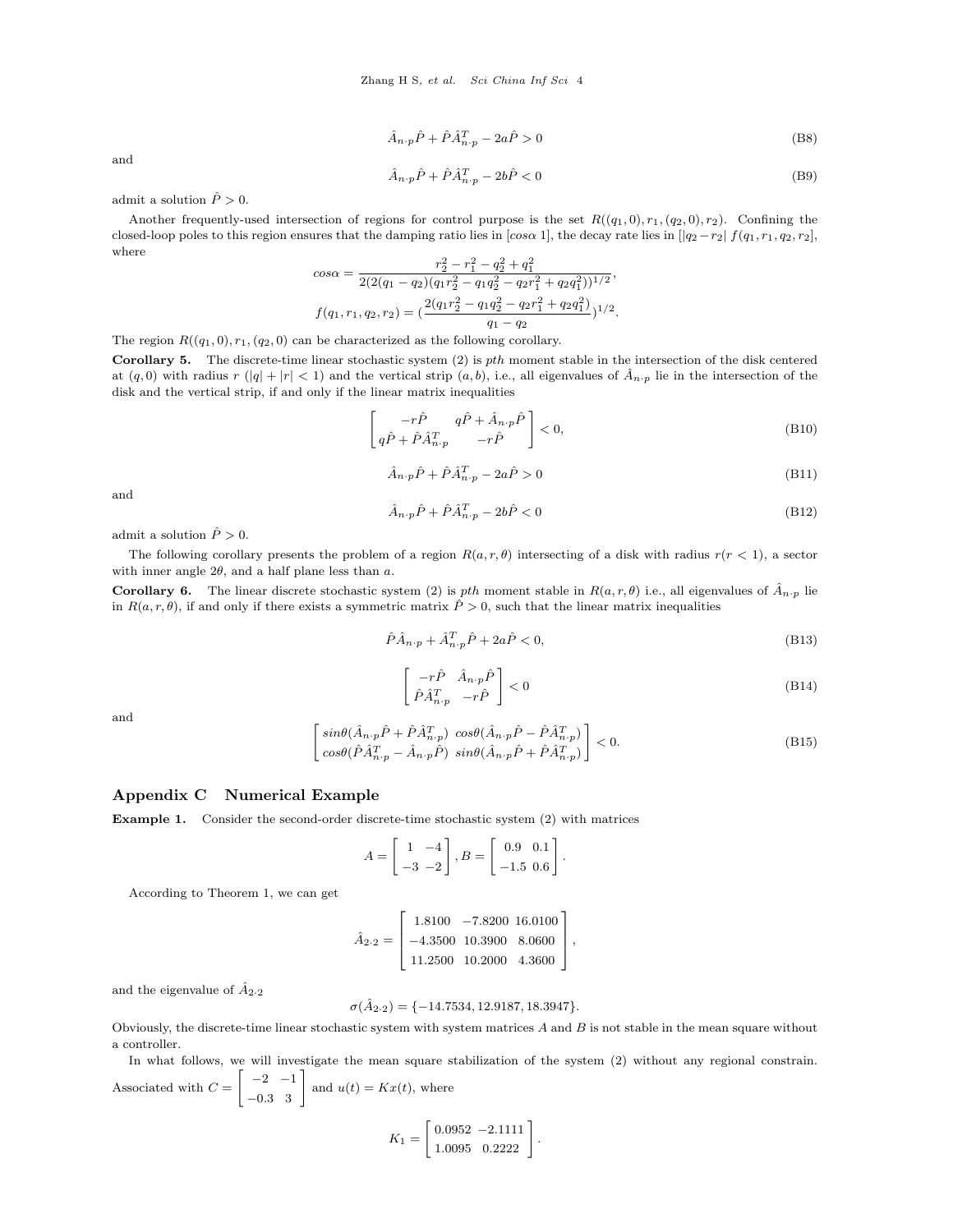$$\hat{A}_{n\cdot p}\hat{P} + \hat{P}\hat{A}_{n\cdot p}^T - 2a\hat{P} > 0 \tag{B8}$$

and

$$\hat{A}_{n\cdot p}\hat{P} + \hat{P}\hat{A}_{n\cdot p}^T - 2b\hat{P} < 0 \tag{B9}$$

admit a solution $\hat{P} > 0$.

Another frequently-used intersection of regions for control purpose is the set $R((q_1, 0), r_1, (q_2, 0), r_2)$. Confining the closed-loop poles to this region ensures that the damping ratio lies in $[cos\alpha\ 1]$, the decay rate lies in $[|q_2 - r_2|\ f(q_1, r_1, q_2, r_2]$, where

$$cos\alpha = \frac{r_2^2 - r_1^2 - q_2^2 + q_1^2}{2(2(q_1 - q_2)(q_1 r_2^2 - q_1 q_2^2 - q_2 r_1^2 + q_2 q_1^2))^{1/2}},$$

$$f(q_1, r_1, q_2, r_2) = (\frac{2(q_1 r_2^2 - q_1 q_2^2 - q_2 r_1^2 + q_2 q_1^2)}{q_1 - q_2})^{1/2}.$$

The region $R((q_1, 0), r_1, (q_2, 0)$ can be characterized as the following corollary.

**Corollary 5.** The discrete-time linear stochastic system (2) is *pth* moment stable in the intersection of the disk centered at $(q, 0)$ with radius $r$ ($|q| + |r| < 1$) and the vertical strip $(a, b)$, i.e., all eigenvalues of $\hat{A}_{n\cdot p}$ lie in the intersection of the disk and the vertical strip, if and only if the linear matrix inequalities

$$\begin{bmatrix} -r\hat{P} & q\hat{P} + \hat{A}_{n\cdot p}\hat{P} \\ q\hat{P} + \hat{P}\hat{A}_{n\cdot p}^T & -r\hat{P} \end{bmatrix} < 0, \tag{B10}$$

$$\hat{A}_{n\cdot p}\hat{P} + \hat{P}\hat{A}_{n\cdot p}^T - 2a\hat{P} > 0 \tag{B11}$$

and

$$\hat{A}_{n\cdot p}\hat{P} + \hat{P}\hat{A}_{n\cdot p}^T - 2b\hat{P} < 0 \tag{B12}$$

admit a solution $\hat{P} > 0$.

The following corollary presents the problem of a region $R(a, r, \theta)$ intersecting of a disk with radius $r (r < 1)$, a sector with inner angle $2\theta$, and a half plane less than $a$.

**Corollary 6.** The linear discrete stochastic system (2) is *pth* moment stable in $R(a, r, \theta)$ i.e., all eigenvalues of $\hat{A}_{n\cdot p}$ lie in $R(a, r, \theta)$, if and only if there exists a symmetric matrix $\hat{P} > 0$, such that the linear matrix inequalities

$$\hat{P}\hat{A}_{n\cdot p} + \hat{A}_{n\cdot p}^T\hat{P} + 2a\hat{P} < 0, \tag{B13}$$

$$\begin{bmatrix} -r\hat{P} & \hat{A}_{n\cdot p}\hat{P} \\ \hat{P}\hat{A}_{n\cdot p}^T & -r\hat{P} \end{bmatrix} < 0 \tag{B14}$$

and

$$\begin{bmatrix} sin\theta(\hat{A}_{n\cdot p}\hat{P} + \hat{P}\hat{A}_{n\cdot p}^T) & cos\theta(\hat{A}_{n\cdot p}\hat{P} - \hat{P}\hat{A}_{n\cdot p}^T) \\ cos\theta(\hat{P}\hat{A}_{n\cdot p}^T - \hat{A}_{n\cdot p}\hat{P}) & sin\theta(\hat{A}_{n\cdot p}\hat{P} + \hat{P}\hat{A}_{n\cdot p}^T) \end{bmatrix} < 0. \tag{B15}$$

## Appendix C Numerical Example

**Example 1.** Consider the second-order discrete-time stochastic system (2) with matrices

$$A = \begin{bmatrix} 1 & -4 \\ -3 & -2 \end{bmatrix}, B = \begin{bmatrix} 0.9 & 0.1 \\ -1.5 & 0.6 \end{bmatrix}.$$

According to Theorem 1, we can get

$$\hat{A}_{2\cdot 2} = \begin{bmatrix} 1.8100 & -7.8200 & 16.0100 \\ -4.3500 & 10.3900 & 8.0600 \\ 11.2500 & 10.2000 & 4.3600 \end{bmatrix},$$

and the eigenvalue of $\hat{A}_{2\cdot 2}$

$$\sigma(\hat{A}_{2\cdot 2}) = \{-14.7534, 12.9187, 18.3947\}.$$

Obviously, the discrete-time linear stochastic system with system matrices $A$ and $B$ is not stable in the mean square without a controller.

In what follows, we will investigate the mean square stabilization of the system (2) without any regional constrain. Associated with $C = \begin{bmatrix} -2 & -1 \\ -0.3 & 3 \end{bmatrix}$ and $u(t) = Kx(t)$, where

$$K_1 = \begin{bmatrix} 0.0952 & -2.1111 \\ 1.0095 & 0.2222 \end{bmatrix}.$$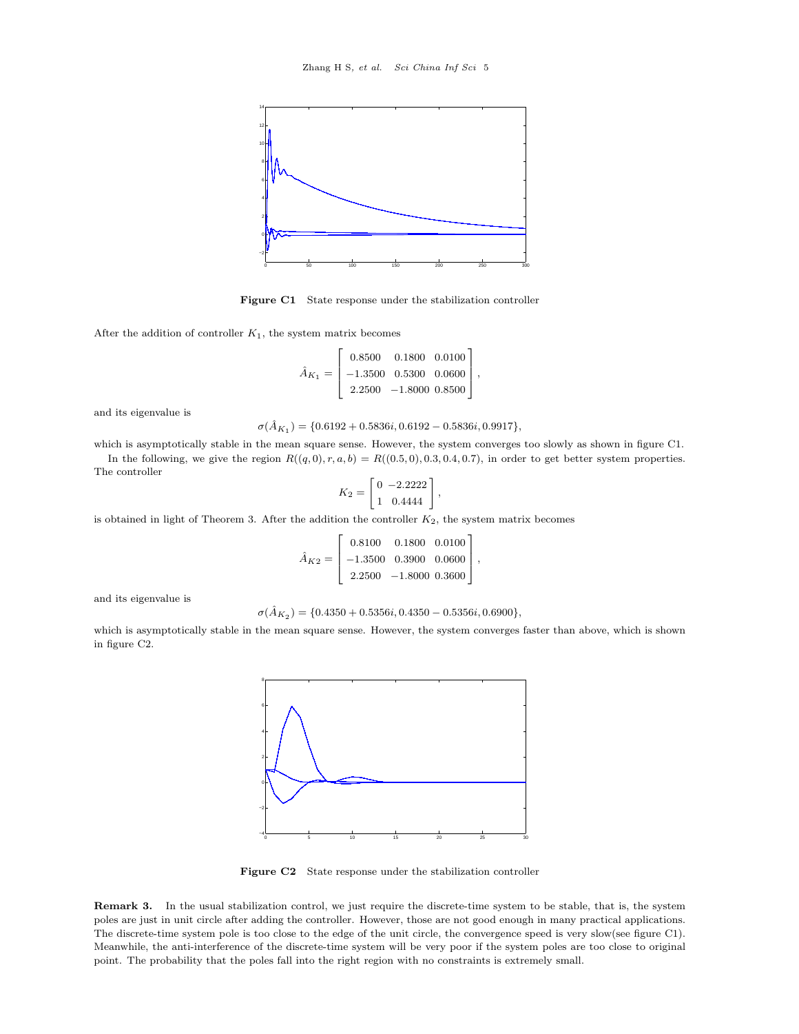Figure C1 State response under the stabilization controller

After the addition of controller $K_1$, the system matrix becomes

$$\hat{A}_{K_1} = \begin{bmatrix} 0.8500 & 0.1800 & 0.0100 \\ -1.3500 & 0.5300 & 0.0600 \\ 2.2500 & -1.8000 & 0.8500 \end{bmatrix},$$

and its eigenvalue is

$$\sigma(\hat{A}_{K_1}) = \{0.6192 + 0.5836i, 0.6192 - 0.5836i, 0.9917\},$$

which is asymptotically stable in the mean square sense. However, the system converges too slowly as shown in figure C1.

In the following, we give the region $R((q, 0), r, a, b) = R((0.5, 0), 0.3, 0.4, 0.7)$, in order to get better system properties. The controller

$$K_2 = \begin{bmatrix} 0 & -2.2222 \\ 1 & 0.4444 \end{bmatrix},$$

is obtained in light of Theorem 3. After the addition the controller $K_2$, the system matrix becomes

$$\hat{A}_{K2} = \begin{bmatrix} 0.8100 & 0.1800 & 0.0100 \\ -1.3500 & 0.3900 & 0.0600 \\ 2.2500 & -1.8000 & 0.3600 \end{bmatrix},$$

and its eigenvalue is

$$\sigma(\hat{A}_{K_2}) = \{0.4350 + 0.5356i, 0.4350 - 0.5356i, 0.6900\},$$

which is asymptotically stable in the mean square sense. However, the system converges faster than above, which is shown in figure C2.

Figure C2 State response under the stabilization controller

**Remark 3.** In the usual stabilization control, we just require the discrete-time system to be stable, that is, the system poles are just in unit circle after adding the controller. However, those are not good enough in many practical applications. The discrete-time system pole is too close to the edge of the unit circle, the convergence speed is very slow(see figure C1). Meanwhile, the anti-interference of the discrete-time system will be very poor if the system poles are too close to original point. The probability that the poles fall into the right region with no constraints is extremely small.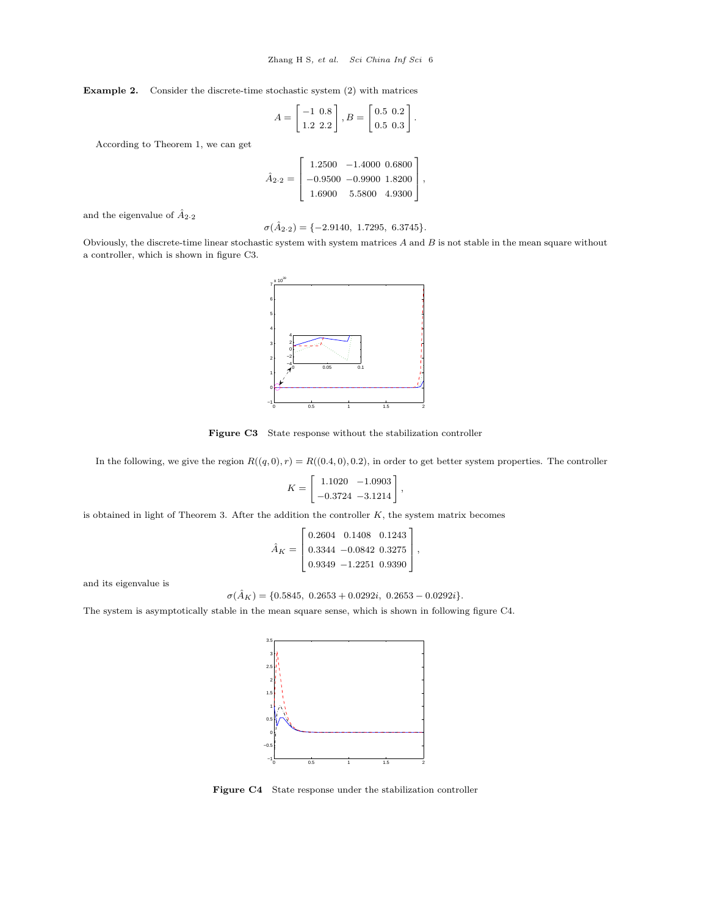**Example 2.** Consider the discrete-time stochastic system (2) with matrices

$$A = \begin{bmatrix} -1 & 0.8 \\ 1.2 & 2.2 \end{bmatrix}, B = \begin{bmatrix} 0.5 & 0.2 \\ 0.5 & 0.3 \end{bmatrix}.$$

According to Theorem 1, we can get

$$\hat{A}_{2\cdot 2} = \begin{bmatrix} 1.2500 & -1.4000 & 0.6800 \\ -0.9500 & -0.9900 & 1.8200 \\ 1.6900 & 5.5800 & 4.9300 \end{bmatrix},$$

and the eigenvalue of $\hat{A}_{2\cdot 2}$

$$\sigma(\hat{A}_{2\cdot 2}) = \{-2.9140,\ 1.7295,\ 6.3745\}.$$

Obviously, the discrete-time linear stochastic system with system matrices $A$ and $B$ is not stable in the mean square without a controller, which is shown in figure C3.

x 10^20
7
6
5
4
3
2
1
0
−1
0 0.5 1 1.5 2

4
2
0
−2
−4
0 0.05 0.1

**Figure C3** State response without the stabilization controller

In the following, we give the region $R((q, 0), r) = R((0.4, 0), 0.2)$, in order to get better system properties. The controller

$$K = \begin{bmatrix} 1.1020 & -1.0903 \\ -0.3724 & -3.1214 \end{bmatrix},$$

is obtained in light of Theorem 3. After the addition the controller $K$, the system matrix becomes

$$\hat{A}_K = \begin{bmatrix} 0.2604 & 0.1408 & 0.1243 \\ 0.3344 & -0.0842 & 0.3275 \\ 0.9349 & -1.2251 & 0.9390 \end{bmatrix},$$

and its eigenvalue is

$$\sigma(\hat{A}_K) = \{0.5845,\ 0.2653 + 0.0292i,\ 0.2653 - 0.0292i\}.$$

The system is asymptotically stable in the mean square sense, which is shown in following figure C4.

3.5
3
2.5
2
1.5
1
0.5
0
−0.5
−1
0 0.5 1 1.5 2

**Figure C4** State response under the stabilization controller